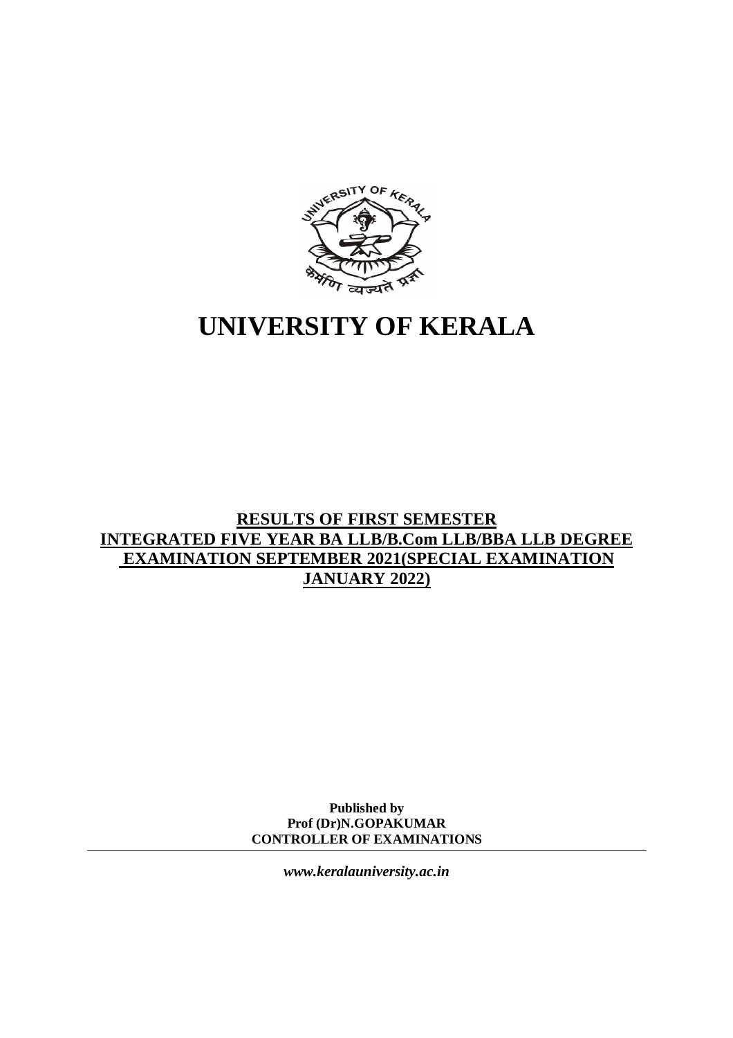# UNIVERSITY OF KERALA

## RESULTS OF FIRST SEMESTER INTEGRATED FIVE YEAR BA LLB/B.Com LLB/BBA LLB DEGREE EXAMINATION SEPTEMBER 2021(SPECIAL EXAMINATION JANUARY 2022)

**Published by**
**Prof (Dr)N.GOPAKUMAR**
**CONTROLLER OF EXAMINATIONS**

---

***www.keralauniversity.ac.in***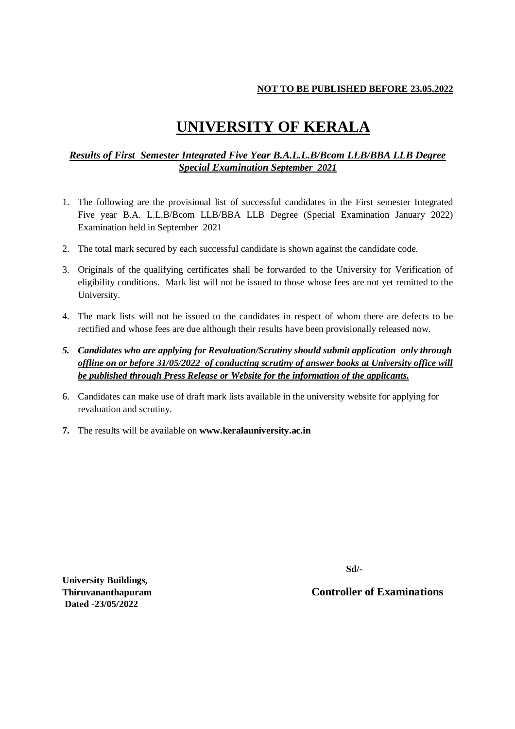**NOT TO BE PUBLISHED BEFORE 23.05.2022**

# UNIVERSITY OF KERALA

***Results of First Semester Integrated Five Year B.A.L.L.B/Bcom LLB/BBA LLB Degree Special Examination September 2021***

1. The following are the provisional list of successful candidates in the First semester Integrated Five year B.A. L.L.B/Bcom LLB/BBA LLB Degree (Special Examination January 2022) Examination held in September 2021
2. The total mark secured by each successful candidate is shown against the candidate code.
3. Originals of the qualifying certificates shall be forwarded to the University for Verification of eligibility conditions. Mark list will not be issued to those whose fees are not yet remitted to the University.
4. The mark lists will not be issued to the candidates in respect of whom there are defects to be rectified and whose fees are due although their results have been provisionally released now.
5. ***Candidates who are applying for Revaluation/Scrutiny should submit application only through offline on or before 31/05/2022 of conducting scrutiny of answer books at University office will be published through Press Release or Website for the information of the applicants.***
6. Candidates can make use of draft mark lists available in the university website for applying for revaluation and scrutiny.
7. The results will be available on **www.keralauniversity.ac.in**

**Sd/-**

**Controller of Examinations**

**University Buildings,**
**Thiruvananthapuram**
**Dated -23/05/2022**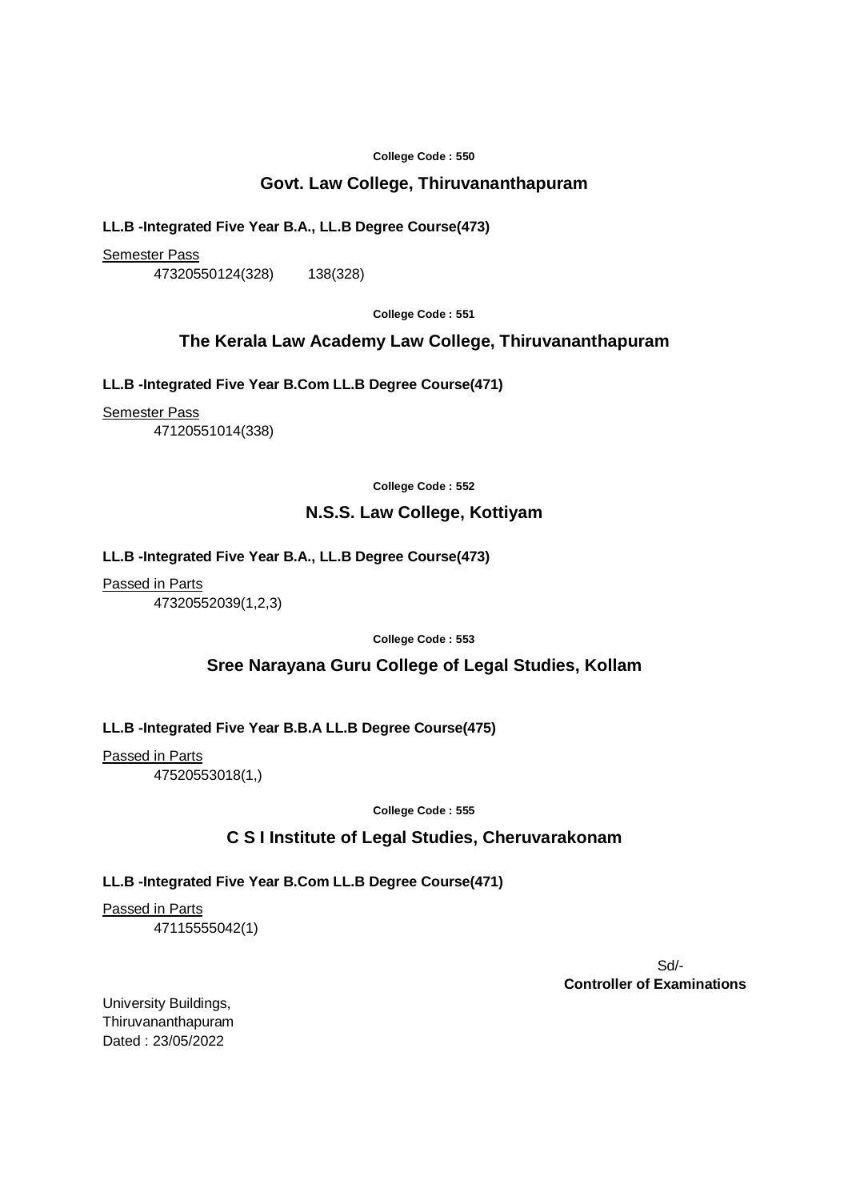College Code : 550

## Govt. Law College, Thiruvananthapuram

**LL.B -Integrated Five Year B.A., LL.B Degree Course(473)**

<u>Semester Pass</u>

47320550124(328)    138(328)

College Code : 551

## The Kerala Law Academy Law College, Thiruvananthapuram

**LL.B -Integrated Five Year B.Com LL.B Degree Course(471)**

<u>Semester Pass</u>

47120551014(338)

College Code : 552

## N.S.S. Law College, Kottiyam

**LL.B -Integrated Five Year B.A., LL.B Degree Course(473)**

<u>Passed in Parts</u>

47320552039(1,2,3)

College Code : 553

## Sree Narayana Guru College of Legal Studies, Kollam

**LL.B -Integrated Five Year B.B.A LL.B Degree Course(475)**

<u>Passed in Parts</u>

47520553018(1,)

College Code : 555

## C S I Institute of Legal Studies, Cheruvarakonam

**LL.B -Integrated Five Year B.Com LL.B Degree Course(471)**

<u>Passed in Parts</u>

47115555042(1)

Sd/-
**Controller of Examinations**

University Buildings,
Thiruvananthapuram
Dated : 23/05/2022